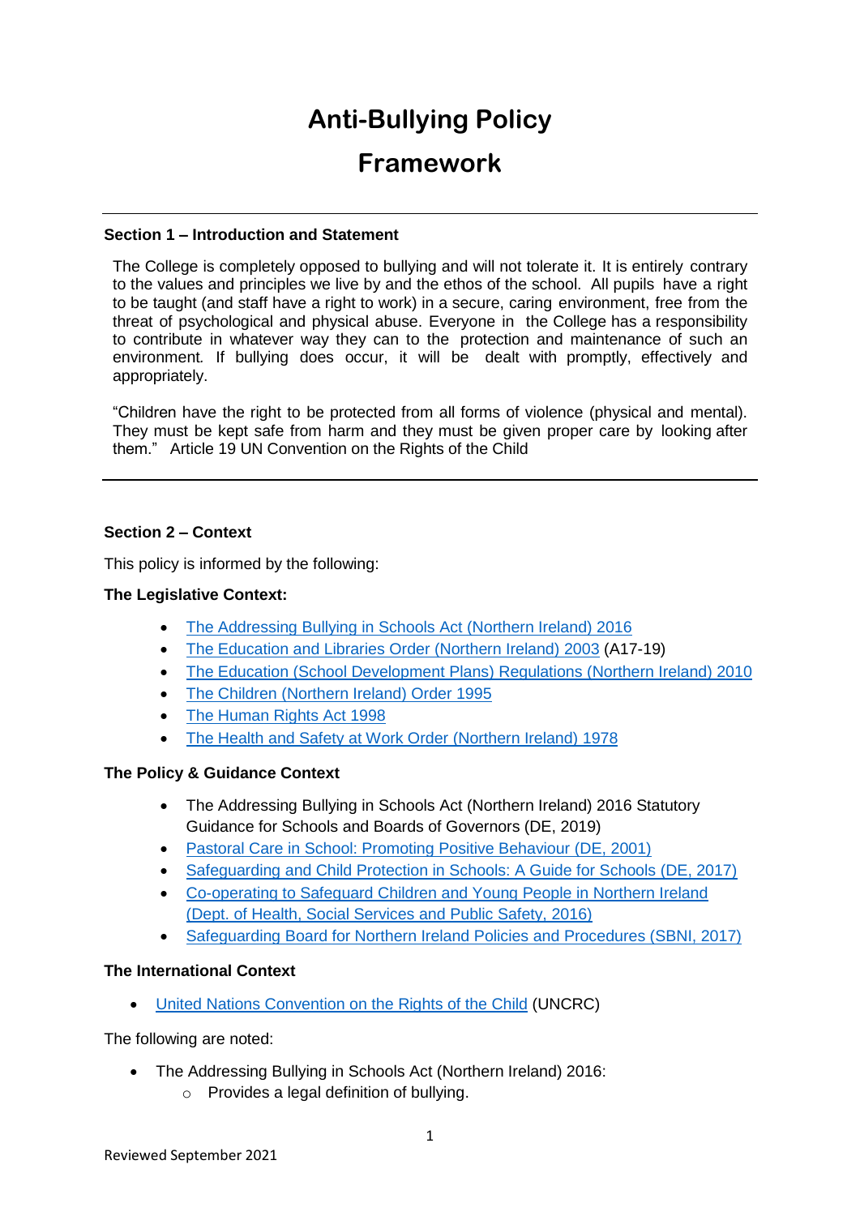# Anti-Bullying Policy Framework

---

### Section 1 – Introduction and Statement

The College is completely opposed to bullying and will not tolerate it. It is entirely contrary to the values and principles we live by and the ethos of the school. All pupils have a right to be taught (and staff have a right to work) in a secure, caring environment, free from the threat of psychological and physical abuse. Everyone in the College has a responsibility to contribute in whatever way they can to the protection and maintenance of such an environment. If bullying does occur, it will be dealt with promptly, effectively and appropriately.

"Children have the right to be protected from all forms of violence (physical and mental). They must be kept safe from harm and they must be given proper care by looking after them." Article 19 UN Convention on the Rights of the Child

---

### Section 2 – Context

This policy is informed by the following:

**The Legislative Context:**

- The Addressing Bullying in Schools Act (Northern Ireland) 2016
- The Education and Libraries Order (Northern Ireland) 2003 (A17-19)
- The Education (School Development Plans) Regulations (Northern Ireland) 2010
- The Children (Northern Ireland) Order 1995
- The Human Rights Act 1998
- The Health and Safety at Work Order (Northern Ireland) 1978

**The Policy & Guidance Context**

- The Addressing Bullying in Schools Act (Northern Ireland) 2016 Statutory Guidance for Schools and Boards of Governors (DE, 2019)
- Pastoral Care in School: Promoting Positive Behaviour (DE, 2001)
- Safeguarding and Child Protection in Schools: A Guide for Schools (DE, 2017)
- Co-operating to Safeguard Children and Young People in Northern Ireland (Dept. of Health, Social Services and Public Safety, 2016)
- Safeguarding Board for Northern Ireland Policies and Procedures (SBNI, 2017)

**The International Context**

- United Nations Convention on the Rights of the Child (UNCRC)

The following are noted:

- The Addressing Bullying in Schools Act (Northern Ireland) 2016:
  - Provides a legal definition of bullying.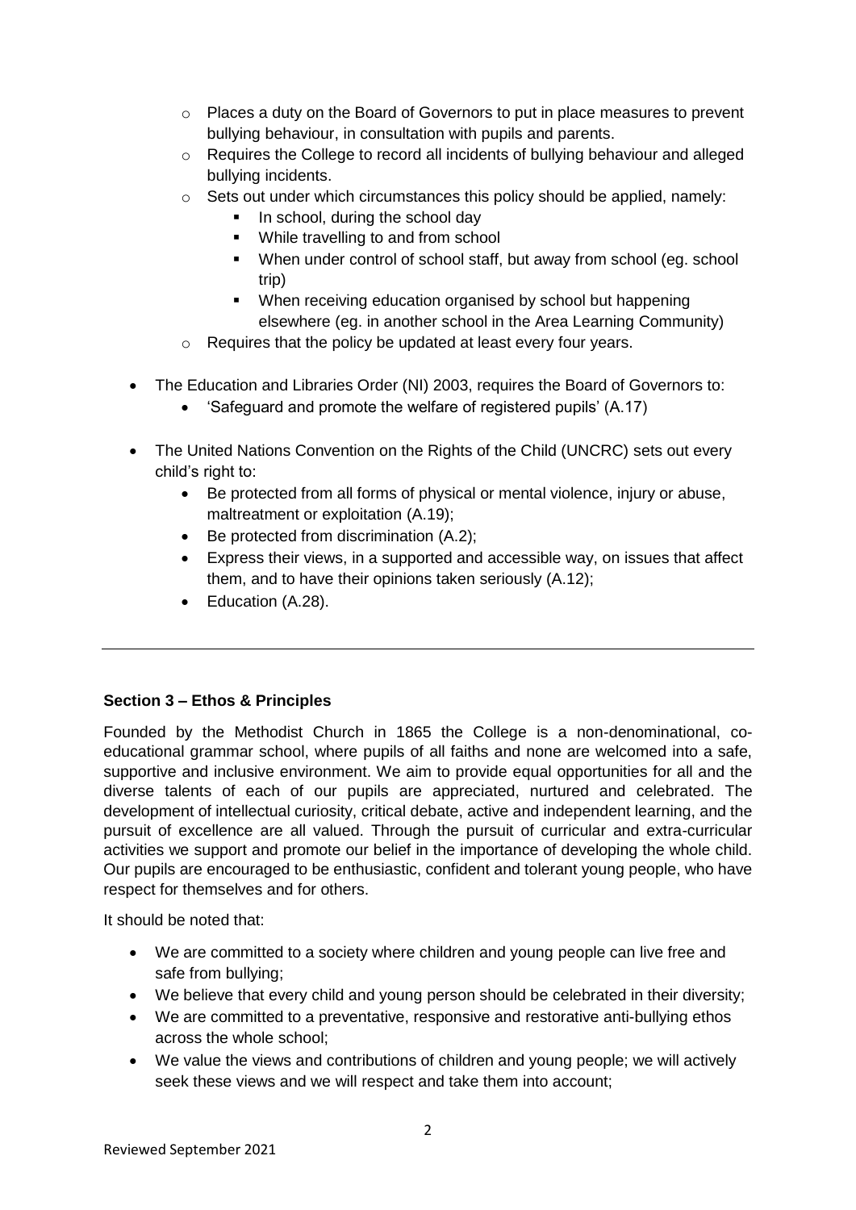- Places a duty on the Board of Governors to put in place measures to prevent bullying behaviour, in consultation with pupils and parents.
  - Requires the College to record all incidents of bullying behaviour and alleged bullying incidents.
  - Sets out under which circumstances this policy should be applied, namely:
    - In school, during the school day
    - While travelling to and from school
    - When under control of school staff, but away from school (eg. school trip)
    - When receiving education organised by school but happening elsewhere (eg. in another school in the Area Learning Community)
  - Requires that the policy be updated at least every four years.

- The Education and Libraries Order (NI) 2003, requires the Board of Governors to:
  - 'Safeguard and promote the welfare of registered pupils' (A.17)

- The United Nations Convention on the Rights of the Child (UNCRC) sets out every child's right to:
  - Be protected from all forms of physical or mental violence, injury or abuse, maltreatment or exploitation (A.19);
  - Be protected from discrimination (A.2);
  - Express their views, in a supported and accessible way, on issues that affect them, and to have their opinions taken seriously (A.12);
  - Education (A.28).

---

**Section 3 – Ethos & Principles**

Founded by the Methodist Church in 1865 the College is a non-denominational, co-educational grammar school, where pupils of all faiths and none are welcomed into a safe, supportive and inclusive environment. We aim to provide equal opportunities for all and the diverse talents of each of our pupils are appreciated, nurtured and celebrated. The development of intellectual curiosity, critical debate, active and independent learning, and the pursuit of excellence are all valued. Through the pursuit of curricular and extra-curricular activities we support and promote our belief in the importance of developing the whole child. Our pupils are encouraged to be enthusiastic, confident and tolerant young people, who have respect for themselves and for others.

It should be noted that:

- We are committed to a society where children and young people can live free and safe from bullying;
- We believe that every child and young person should be celebrated in their diversity;
- We are committed to a preventative, responsive and restorative anti-bullying ethos across the whole school;
- We value the views and contributions of children and young people; we will actively seek these views and we will respect and take them into account;

Reviewed September 2021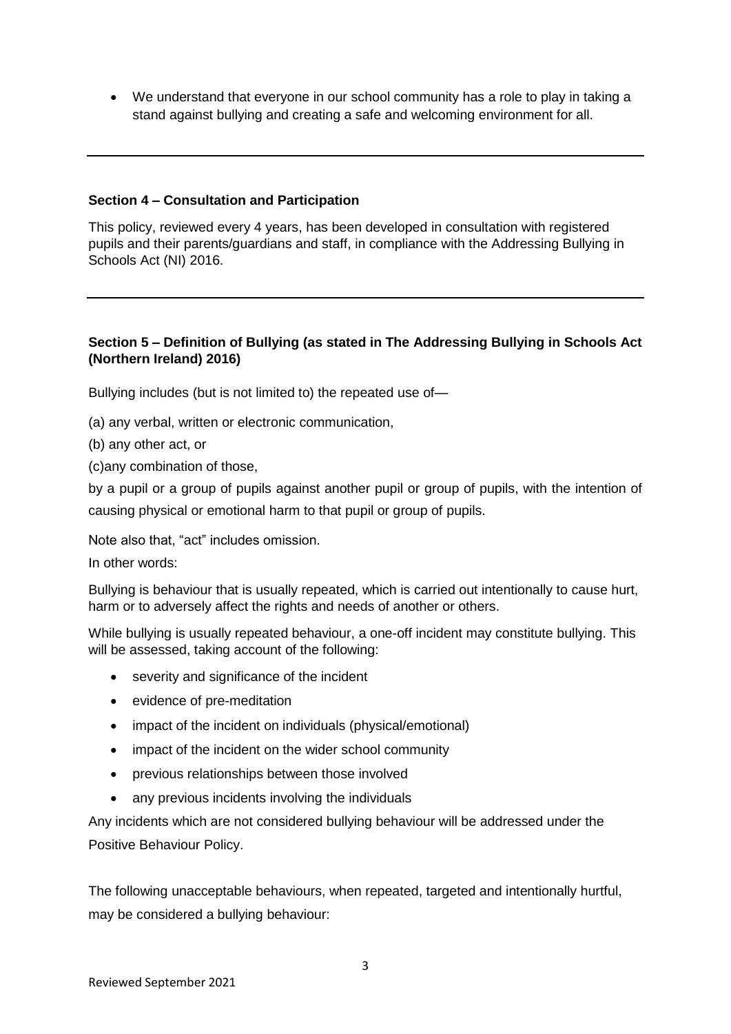- We understand that everyone in our school community has a role to play in taking a stand against bullying and creating a safe and welcoming environment for all.

---

**Section 4 – Consultation and Participation**

This policy, reviewed every 4 years, has been developed in consultation with registered pupils and their parents/guardians and staff, in compliance with the Addressing Bullying in Schools Act (NI) 2016.

---

**Section 5 – Definition of Bullying (as stated in The Addressing Bullying in Schools Act (Northern Ireland) 2016)**

Bullying includes (but is not limited to) the repeated use of—

(a) any verbal, written or electronic communication,

(b) any other act, or

(c)any combination of those,

by a pupil or a group of pupils against another pupil or group of pupils, with the intention of causing physical or emotional harm to that pupil or group of pupils.

Note also that, "act" includes omission.

In other words:

Bullying is behaviour that is usually repeated, which is carried out intentionally to cause hurt, harm or to adversely affect the rights and needs of another or others.

While bullying is usually repeated behaviour, a one-off incident may constitute bullying. This will be assessed, taking account of the following:

- severity and significance of the incident
- evidence of pre-meditation
- impact of the incident on individuals (physical/emotional)
- impact of the incident on the wider school community
- previous relationships between those involved
- any previous incidents involving the individuals

Any incidents which are not considered bullying behaviour will be addressed under the Positive Behaviour Policy.

The following unacceptable behaviours, when repeated, targeted and intentionally hurtful, may be considered a bullying behaviour: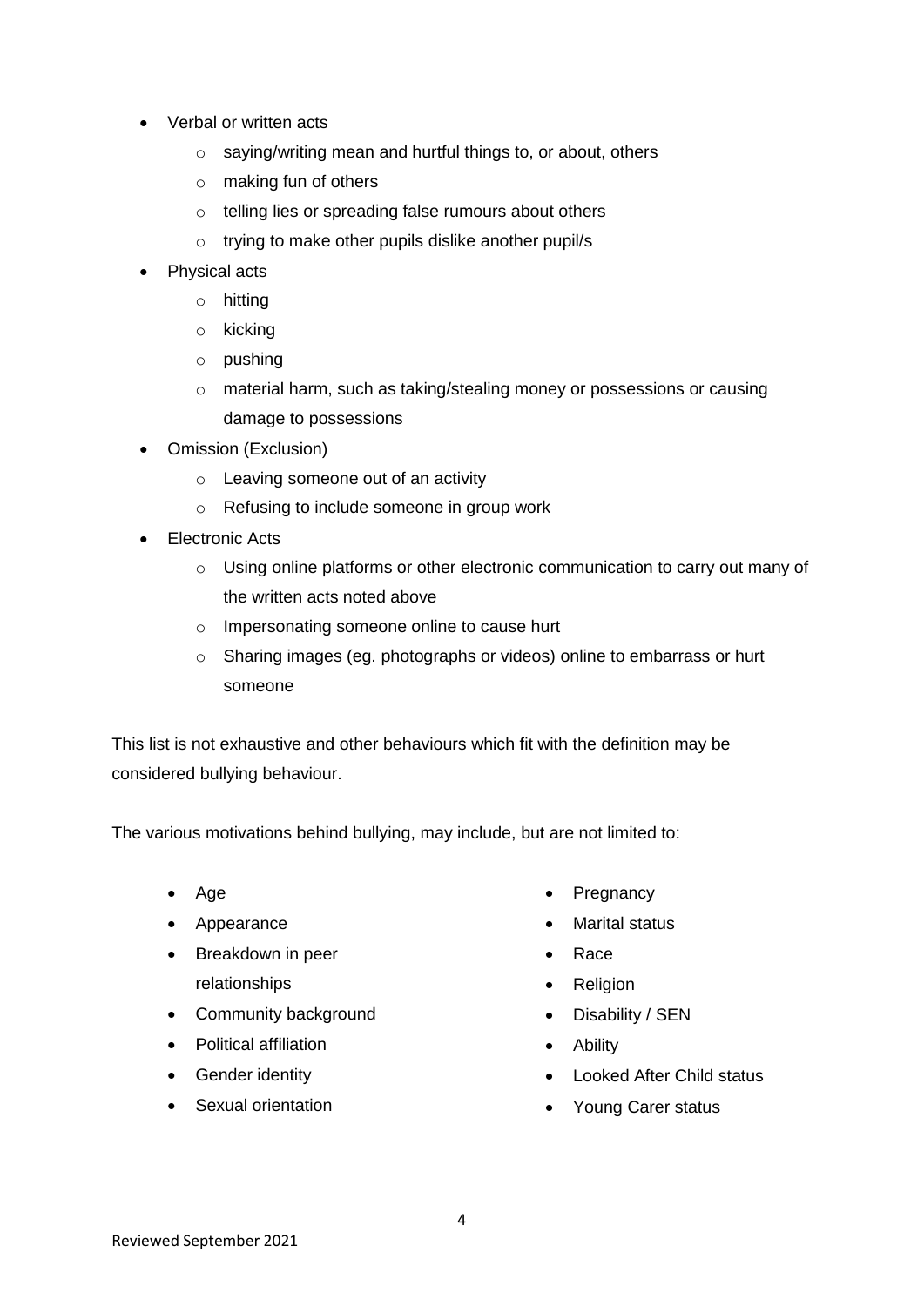- Verbal or written acts
    - saying/writing mean and hurtful things to, or about, others
    - making fun of others
    - telling lies or spreading false rumours about others
    - trying to make other pupils dislike another pupil/s
- Physical acts
    - hitting
    - kicking
    - pushing
    - material harm, such as taking/stealing money or possessions or causing damage to possessions
- Omission (Exclusion)
    - Leaving someone out of an activity
    - Refusing to include someone in group work
- Electronic Acts
    - Using online platforms or other electronic communication to carry out many of the written acts noted above
    - Impersonating someone online to cause hurt
    - Sharing images (eg. photographs or videos) online to embarrass or hurt someone

This list is not exhaustive and other behaviours which fit with the definition may be considered bullying behaviour.

The various motivations behind bullying, may include, but are not limited to:

- Age
- Appearance
- Breakdown in peer relationships
- Community background
- Political affiliation
- Gender identity
- Sexual orientation
- Pregnancy
- Marital status
- Race
- Religion
- Disability / SEN
- Ability
- Looked After Child status
- Young Carer status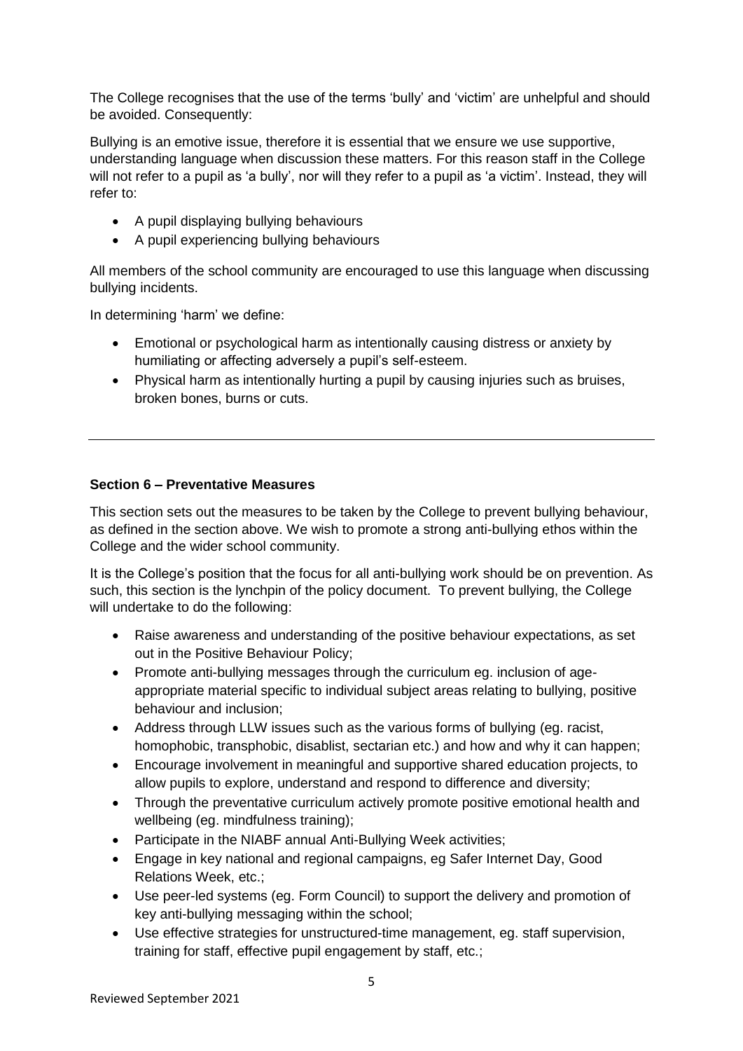The College recognises that the use of the terms 'bully' and 'victim' are unhelpful and should be avoided. Consequently:

Bullying is an emotive issue, therefore it is essential that we ensure we use supportive, understanding language when discussion these matters. For this reason staff in the College will not refer to a pupil as 'a bully', nor will they refer to a pupil as 'a victim'. Instead, they will refer to:

- A pupil displaying bullying behaviours
- A pupil experiencing bullying behaviours

All members of the school community are encouraged to use this language when discussing bullying incidents.

In determining 'harm' we define:

- Emotional or psychological harm as intentionally causing distress or anxiety by humiliating or affecting adversely a pupil's self-esteem.
- Physical harm as intentionally hurting a pupil by causing injuries such as bruises, broken bones, burns or cuts.

---

**Section 6 – Preventative Measures**

This section sets out the measures to be taken by the College to prevent bullying behaviour, as defined in the section above. We wish to promote a strong anti-bullying ethos within the College and the wider school community.

It is the College's position that the focus for all anti-bullying work should be on prevention. As such, this section is the lynchpin of the policy document. To prevent bullying, the College will undertake to do the following:

- Raise awareness and understanding of the positive behaviour expectations, as set out in the Positive Behaviour Policy;
- Promote anti-bullying messages through the curriculum eg. inclusion of age-appropriate material specific to individual subject areas relating to bullying, positive behaviour and inclusion;
- Address through LLW issues such as the various forms of bullying (eg. racist, homophobic, transphobic, disablist, sectarian etc.) and how and why it can happen;
- Encourage involvement in meaningful and supportive shared education projects, to allow pupils to explore, understand and respond to difference and diversity;
- Through the preventative curriculum actively promote positive emotional health and wellbeing (eg. mindfulness training);
- Participate in the NIABF annual Anti-Bullying Week activities;
- Engage in key national and regional campaigns, eg Safer Internet Day, Good Relations Week, etc.;
- Use peer-led systems (eg. Form Council) to support the delivery and promotion of key anti-bullying messaging within the school;
- Use effective strategies for unstructured-time management, eg. staff supervision, training for staff, effective pupil engagement by staff, etc.;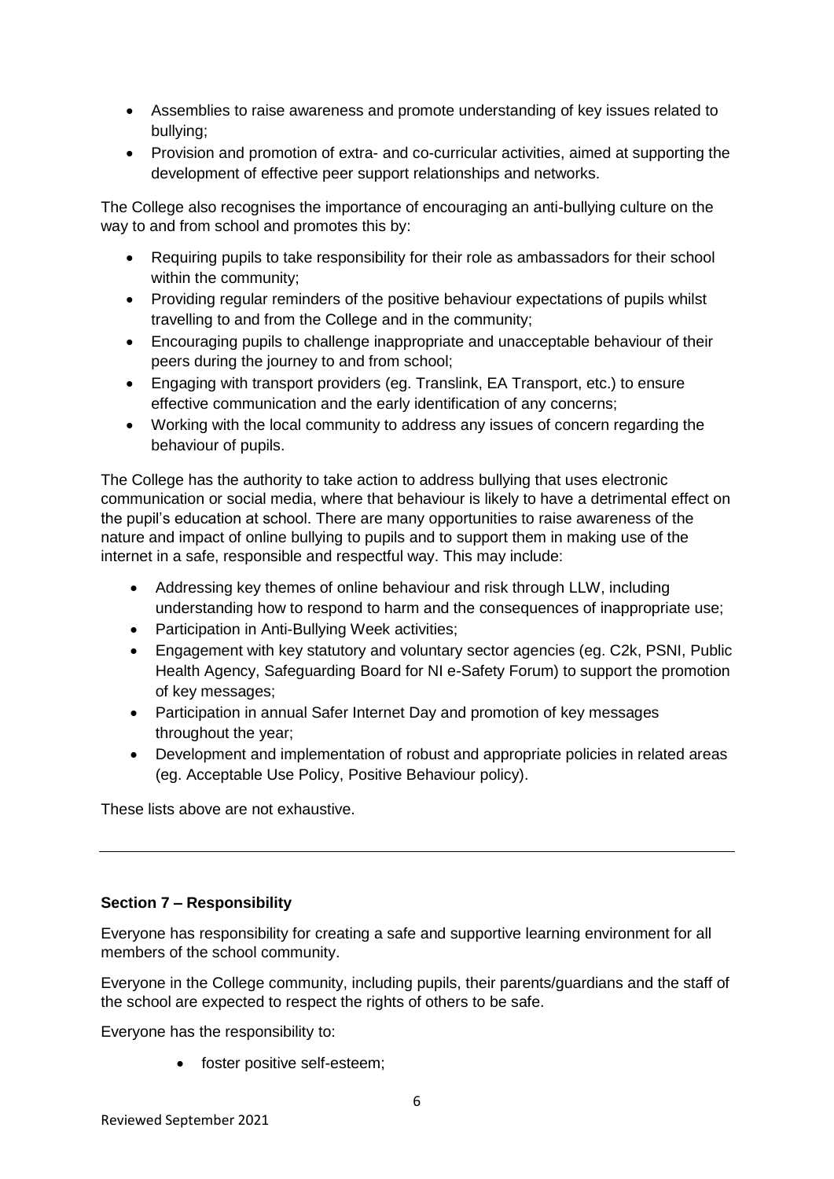- Assemblies to raise awareness and promote understanding of key issues related to bullying;
- Provision and promotion of extra- and co-curricular activities, aimed at supporting the development of effective peer support relationships and networks.

The College also recognises the importance of encouraging an anti-bullying culture on the way to and from school and promotes this by:

- Requiring pupils to take responsibility for their role as ambassadors for their school within the community;
- Providing regular reminders of the positive behaviour expectations of pupils whilst travelling to and from the College and in the community;
- Encouraging pupils to challenge inappropriate and unacceptable behaviour of their peers during the journey to and from school;
- Engaging with transport providers (eg. Translink, EA Transport, etc.) to ensure effective communication and the early identification of any concerns;
- Working with the local community to address any issues of concern regarding the behaviour of pupils.

The College has the authority to take action to address bullying that uses electronic communication or social media, where that behaviour is likely to have a detrimental effect on the pupil's education at school. There are many opportunities to raise awareness of the nature and impact of online bullying to pupils and to support them in making use of the internet in a safe, responsible and respectful way. This may include:

- Addressing key themes of online behaviour and risk through LLW, including understanding how to respond to harm and the consequences of inappropriate use;
- Participation in Anti-Bullying Week activities;
- Engagement with key statutory and voluntary sector agencies (eg. C2k, PSNI, Public Health Agency, Safeguarding Board for NI e-Safety Forum) to support the promotion of key messages;
- Participation in annual Safer Internet Day and promotion of key messages throughout the year;
- Development and implementation of robust and appropriate policies in related areas (eg. Acceptable Use Policy, Positive Behaviour policy).

These lists above are not exhaustive.

---

**Section 7 – Responsibility**

Everyone has responsibility for creating a safe and supportive learning environment for all members of the school community.

Everyone in the College community, including pupils, their parents/guardians and the staff of the school are expected to respect the rights of others to be safe.

Everyone has the responsibility to:

- foster positive self-esteem;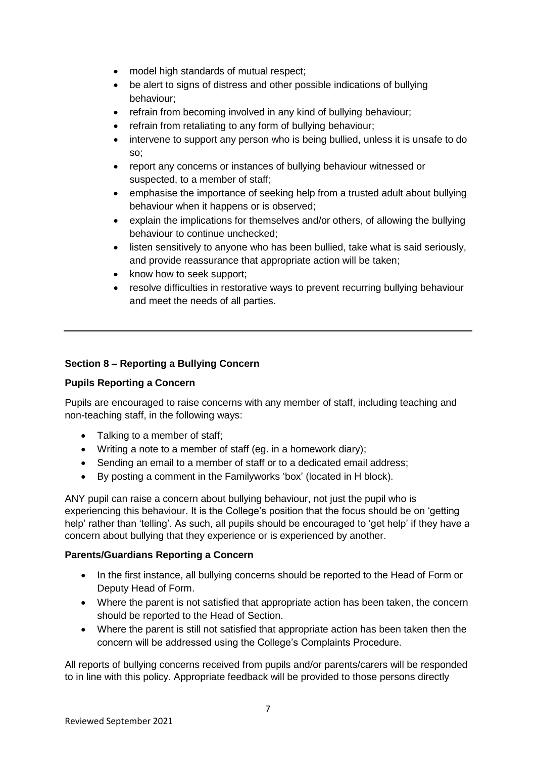- model high standards of mutual respect;
- be alert to signs of distress and other possible indications of bullying behaviour;
- refrain from becoming involved in any kind of bullying behaviour;
- refrain from retaliating to any form of bullying behaviour;
- intervene to support any person who is being bullied, unless it is unsafe to do so;
- report any concerns or instances of bullying behaviour witnessed or suspected, to a member of staff;
- emphasise the importance of seeking help from a trusted adult about bullying behaviour when it happens or is observed;
- explain the implications for themselves and/or others, of allowing the bullying behaviour to continue unchecked;
- listen sensitively to anyone who has been bullied, take what is said seriously, and provide reassurance that appropriate action will be taken;
- know how to seek support;
- resolve difficulties in restorative ways to prevent recurring bullying behaviour and meet the needs of all parties.

---

## Section 8 – Reporting a Bullying Concern

### Pupils Reporting a Concern

Pupils are encouraged to raise concerns with any member of staff, including teaching and non-teaching staff, in the following ways:

- Talking to a member of staff;
- Writing a note to a member of staff (eg. in a homework diary);
- Sending an email to a member of staff or to a dedicated email address;
- By posting a comment in the Familyworks 'box' (located in H block).

ANY pupil can raise a concern about bullying behaviour, not just the pupil who is experiencing this behaviour. It is the College's position that the focus should be on 'getting help' rather than 'telling'. As such, all pupils should be encouraged to 'get help' if they have a concern about bullying that they experience or is experienced by another.

### Parents/Guardians Reporting a Concern

- In the first instance, all bullying concerns should be reported to the Head of Form or Deputy Head of Form.
- Where the parent is not satisfied that appropriate action has been taken, the concern should be reported to the Head of Section.
- Where the parent is still not satisfied that appropriate action has been taken then the concern will be addressed using the College's Complaints Procedure.

All reports of bullying concerns received from pupils and/or parents/carers will be responded to in line with this policy. Appropriate feedback will be provided to those persons directly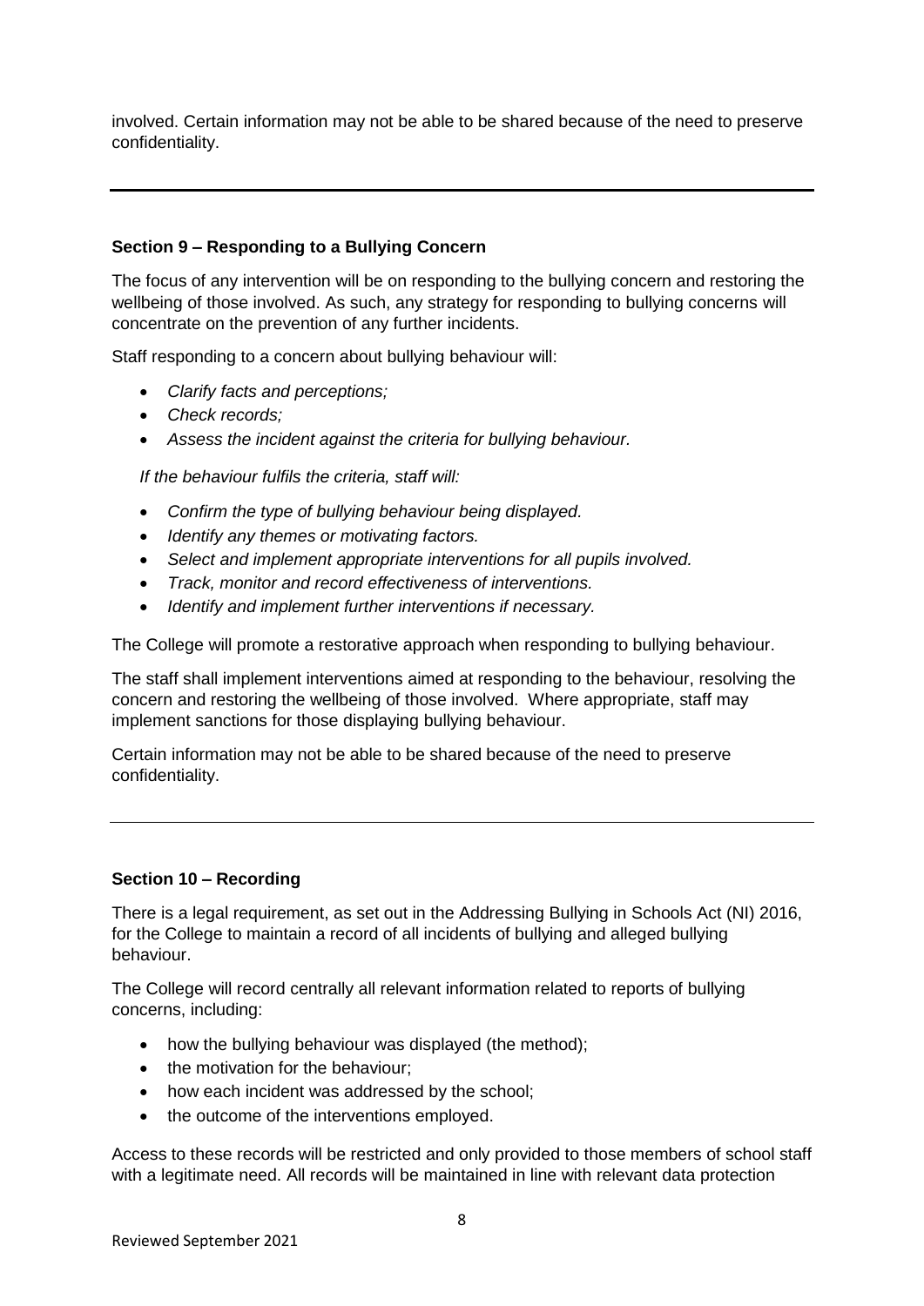involved. Certain information may not be able to be shared because of the need to preserve confidentiality.

---

**Section 9 – Responding to a Bullying Concern**

The focus of any intervention will be on responding to the bullying concern and restoring the wellbeing of those involved. As such, any strategy for responding to bullying concerns will concentrate on the prevention of any further incidents.

Staff responding to a concern about bullying behaviour will:

- *Clarify facts and perceptions;*
- *Check records;*
- *Assess the incident against the criteria for bullying behaviour.*

*If the behaviour fulfils the criteria, staff will:*

- *Confirm the type of bullying behaviour being displayed.*
- *Identify any themes or motivating factors.*
- *Select and implement appropriate interventions for all pupils involved.*
- *Track, monitor and record effectiveness of interventions.*
- *Identify and implement further interventions if necessary.*

The College will promote a restorative approach when responding to bullying behaviour.

The staff shall implement interventions aimed at responding to the behaviour, resolving the concern and restoring the wellbeing of those involved. Where appropriate, staff may implement sanctions for those displaying bullying behaviour.

Certain information may not be able to be shared because of the need to preserve confidentiality.

---

**Section 10 – Recording**

There is a legal requirement, as set out in the Addressing Bullying in Schools Act (NI) 2016, for the College to maintain a record of all incidents of bullying and alleged bullying behaviour.

The College will record centrally all relevant information related to reports of bullying concerns, including:

- how the bullying behaviour was displayed (the method);
- the motivation for the behaviour;
- how each incident was addressed by the school;
- the outcome of the interventions employed.

Access to these records will be restricted and only provided to those members of school staff with a legitimate need. All records will be maintained in line with relevant data protection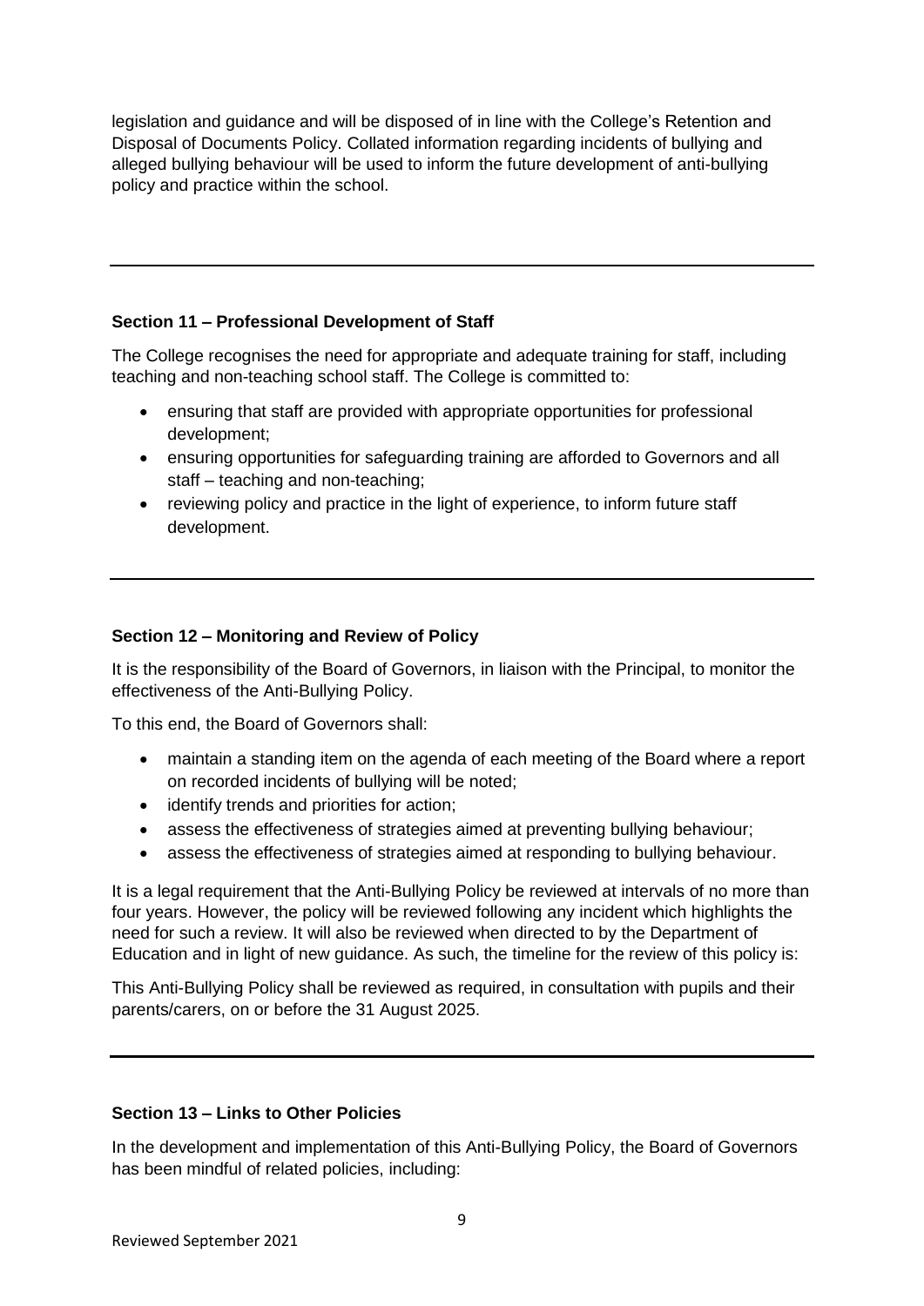legislation and guidance and will be disposed of in line with the College's Retention and Disposal of Documents Policy. Collated information regarding incidents of bullying and alleged bullying behaviour will be used to inform the future development of anti-bullying policy and practice within the school.

---

**Section 11 – Professional Development of Staff**

The College recognises the need for appropriate and adequate training for staff, including teaching and non-teaching school staff. The College is committed to:

- ensuring that staff are provided with appropriate opportunities for professional development;
- ensuring opportunities for safeguarding training are afforded to Governors and all staff – teaching and non-teaching;
- reviewing policy and practice in the light of experience, to inform future staff development.

---

**Section 12 – Monitoring and Review of Policy**

It is the responsibility of the Board of Governors, in liaison with the Principal, to monitor the effectiveness of the Anti-Bullying Policy.

To this end, the Board of Governors shall:

- maintain a standing item on the agenda of each meeting of the Board where a report on recorded incidents of bullying will be noted;
- identify trends and priorities for action;
- assess the effectiveness of strategies aimed at preventing bullying behaviour;
- assess the effectiveness of strategies aimed at responding to bullying behaviour.

It is a legal requirement that the Anti-Bullying Policy be reviewed at intervals of no more than four years. However, the policy will be reviewed following any incident which highlights the need for such a review. It will also be reviewed when directed to by the Department of Education and in light of new guidance. As such, the timeline for the review of this policy is:

This Anti-Bullying Policy shall be reviewed as required, in consultation with pupils and their parents/carers, on or before the 31 August 2025.

---

**Section 13 – Links to Other Policies**

In the development and implementation of this Anti-Bullying Policy, the Board of Governors has been mindful of related policies, including:

Reviewed September 2021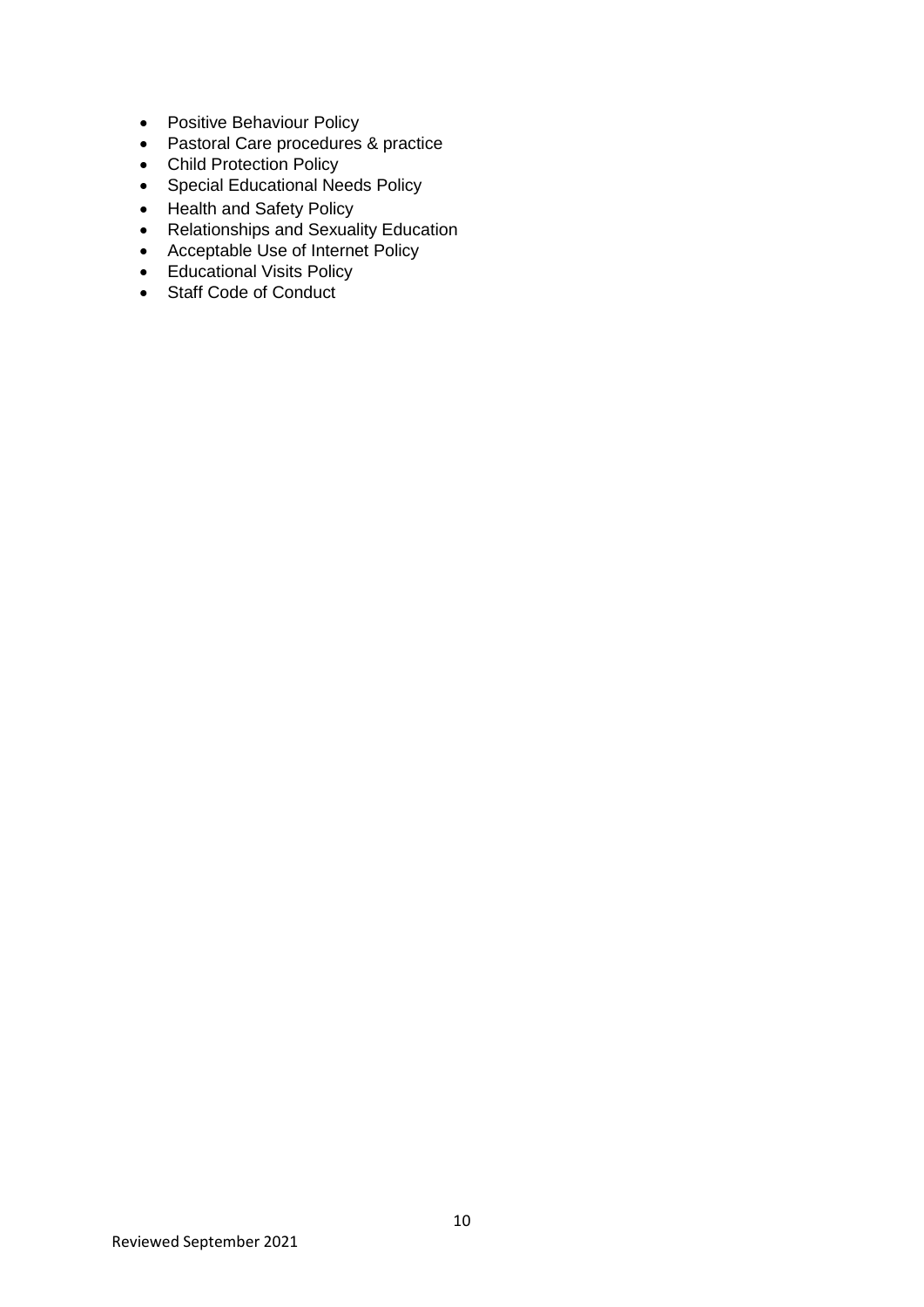- Positive Behaviour Policy
- Pastoral Care procedures & practice
- Child Protection Policy
- Special Educational Needs Policy
- Health and Safety Policy
- Relationships and Sexuality Education
- Acceptable Use of Internet Policy
- Educational Visits Policy
- Staff Code of Conduct